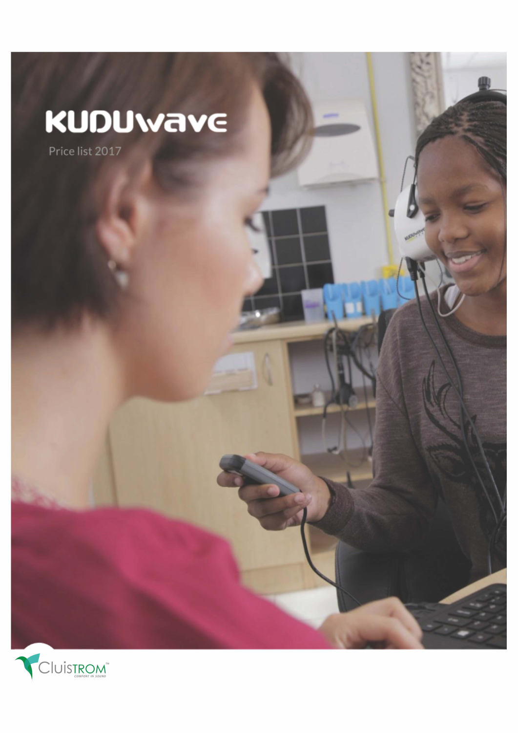# KUDUwave

Price list 2017

Cluistrom™

COMFORT IN SOUND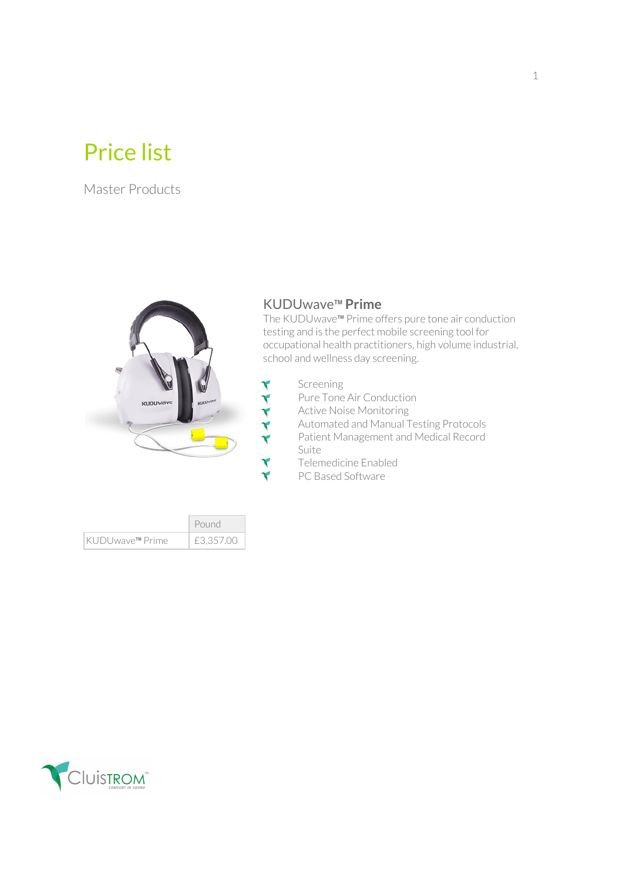# Price list

Master Products

## KUDUwave™ Prime

The KUDUwave™ Prime offers pure tone air conduction testing and is the perfect mobile screening tool for occupational health practitioners, high volume industrial, school and wellness day screening.

- Screening
- Pure Tone Air Conduction
- Active Noise Monitoring
- Automated and Manual Testing Protocols
- Patient Management and Medical Record Suite
- Telemedicine Enabled
- PC Based Software

| | Pound |
|---|---|
| KUDUwave™ Prime | £3,357.00 |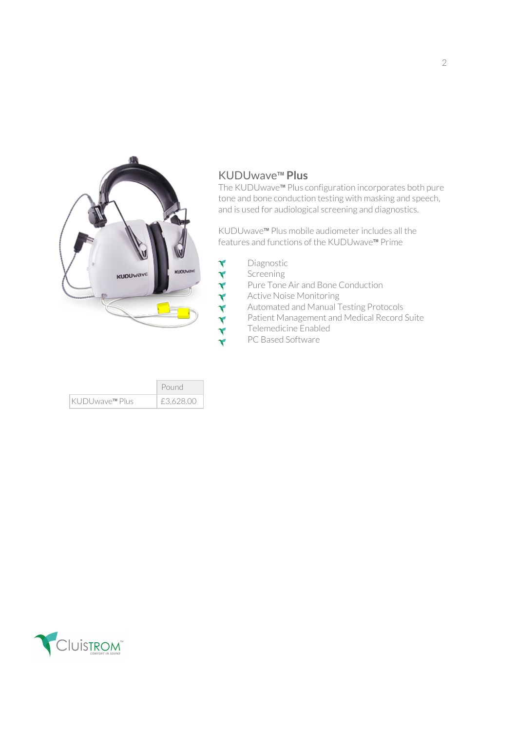## KUDUwave™ Plus

The KUDUwave™ Plus configuration incorporates both pure tone and bone conduction testing with masking and speech, and is used for audiological screening and diagnostics.

KUDUwave™ Plus mobile audiometer includes all the features and functions of the KUDUwave™ Prime

- Diagnostic
- Screening
- Pure Tone Air and Bone Conduction
- Active Noise Monitoring
- Automated and Manual Testing Protocols
- Patient Management and Medical Record Suite
- Telemedicine Enabled
- PC Based Software

| | Pound |
| --- | --- |
| KUDUwave™ Plus | £3,628.00 |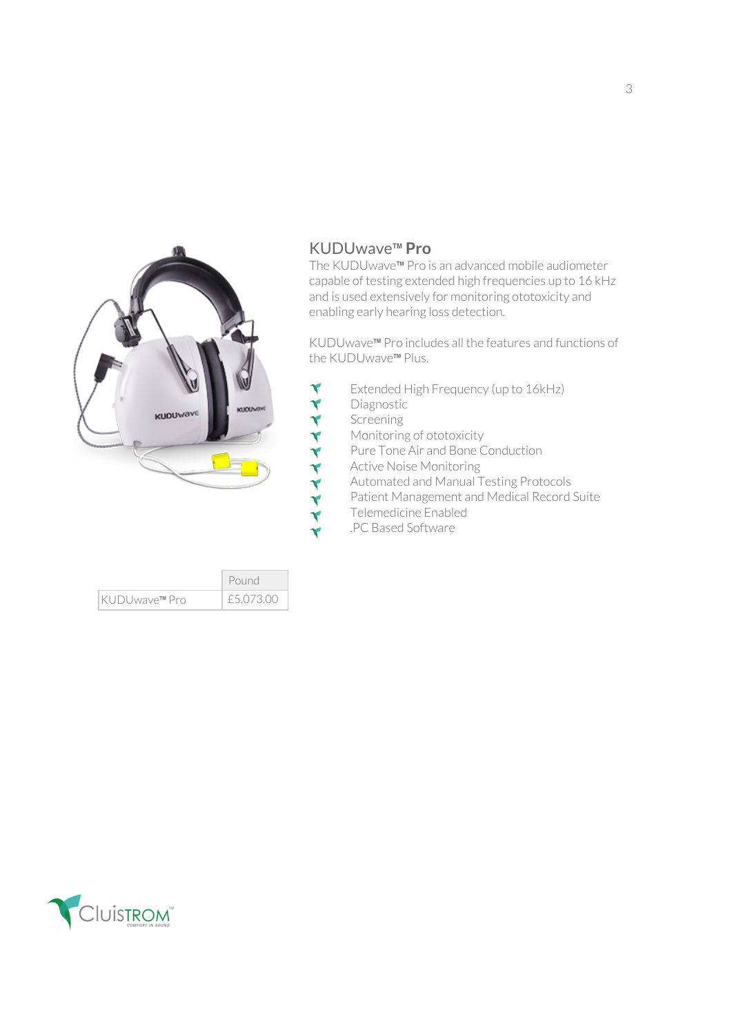## KUDUwave™ **Pro**

The KUDUwave™ Pro is an advanced mobile audiometer capable of testing extended high frequencies up to 16 kHz and is used extensively for monitoring ototoxicity and enabling early hearing loss detection.

KUDUwave™ Pro includes all the features and functions of the KUDUwave™ Plus.

- Extended High Frequency (up to 16kHz)
- Diagnostic
- Screening
- Monitoring of ototoxicity
- Pure Tone Air and Bone Conduction
- Active Noise Monitoring
- Automated and Manual Testing Protocols
- Patient Management and Medical Record Suite
- Telemedicine Enabled
- .PC Based Software

| | Pound |
|---|---|
| KUDUwave™ Pro | £5,073.00 |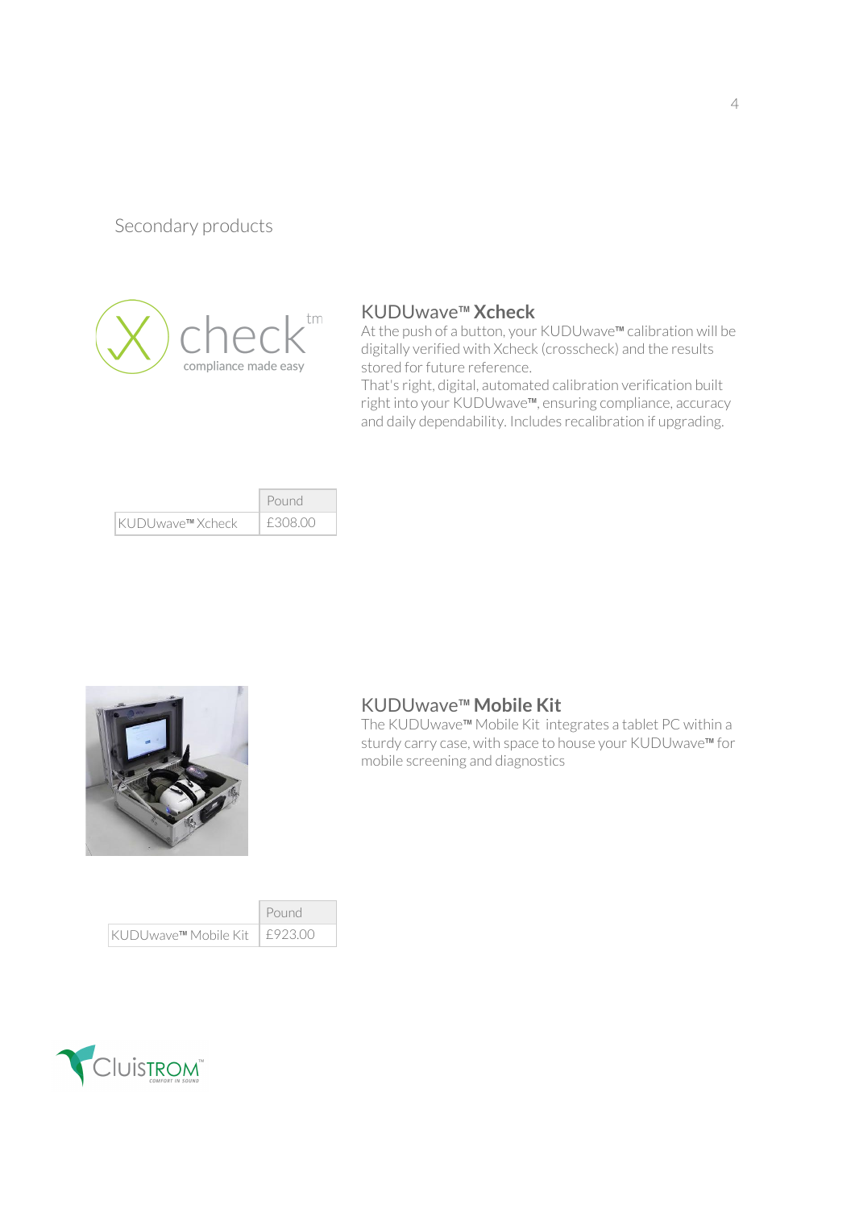## Secondary products

### KUDUwave™ **Xcheck**

At the push of a button, your KUDUwave™ calibration will be digitally verified with Xcheck (crosscheck) and the results stored for future reference.

That's right, digital, automated calibration verification built right into your KUDUwave™, ensuring compliance, accuracy and daily dependability. Includes recalibration if upgrading.

| | Pound |
|---|---|
| KUDUwave™ Xcheck | £308.00 |

### KUDUwave™ **Mobile Kit**

The KUDUwave™ Mobile Kit integrates a tablet PC within a sturdy carry case, with space to house your KUDUwave™ for mobile screening and diagnostics

| | Pound |
|---|---|
| KUDUwave™ Mobile Kit | £923.00 |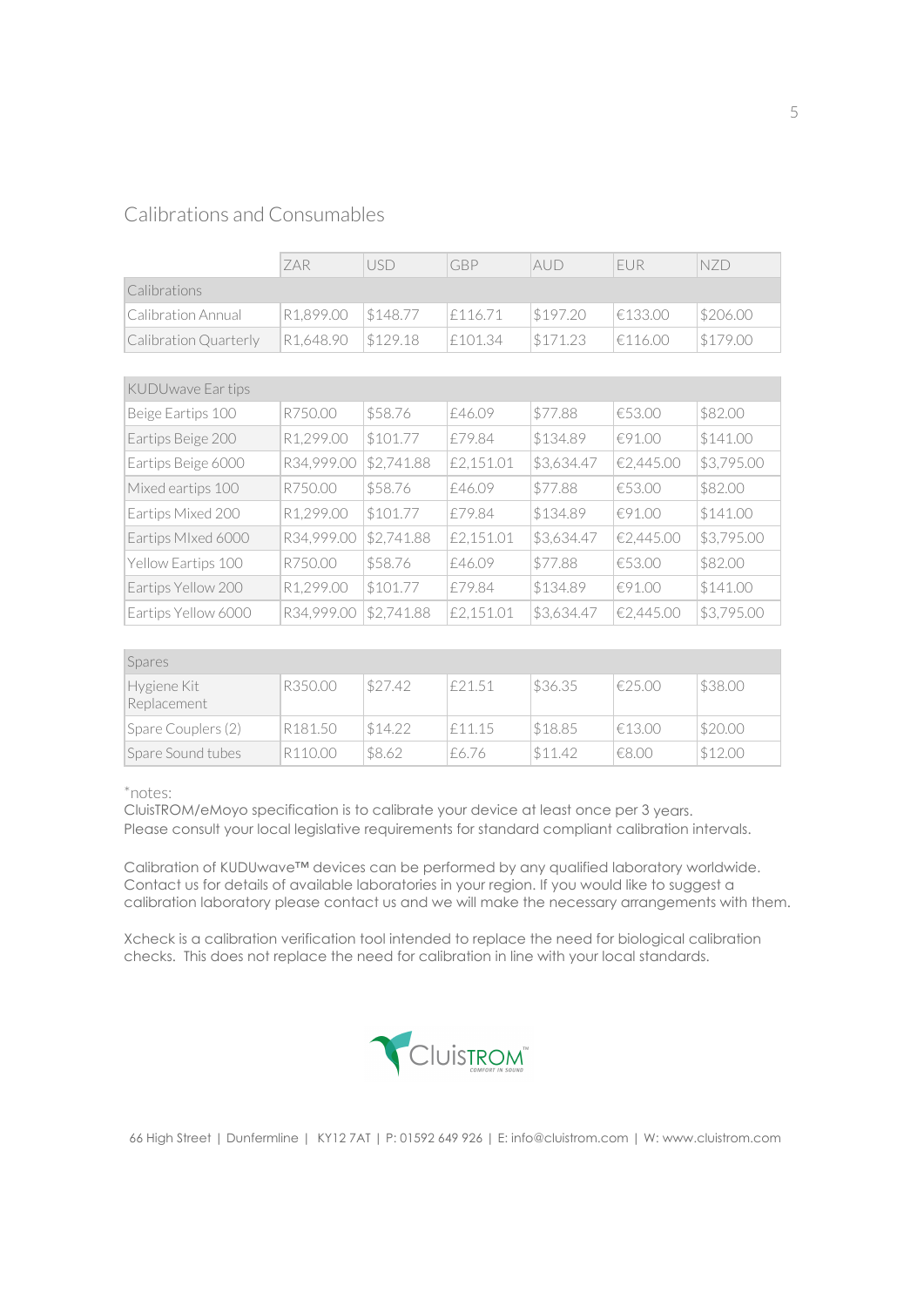## Calibrations and Consumables

| | ZAR | USD | GBP | AUD | EUR | NZD |
|---|---|---|---|---|---|---|
| Calibrations | | | | | | |
| Calibration Annual | R1,899.00 | $148.77 | £116.71 | $197.20 | €133.00 | $206.00 |
| Calibration Quarterly | R1,648.90 | $129.18 | £101.34 | $171.23 | €116.00 | $179.00 |
| KUDUwave Ear tips | | | | | | |
| Beige Eartips 100 | R750.00 | $58.76 | £46.09 | $77.88 | €53.00 | $82.00 |
| Eartips Beige 200 | R1,299.00 | $101.77 | £79.84 | $134.89 | €91.00 | $141.00 |
| Eartips Beige 6000 | R34,999.00 | $2,741.88 | £2,151.01 | $3,634.47 | €2,445.00 | $3,795.00 |
| Mixed eartips 100 | R750.00 | $58.76 | £46.09 | $77.88 | €53.00 | $82.00 |
| Eartips Mixed 200 | R1,299.00 | $101.77 | £79.84 | $134.89 | €91.00 | $141.00 |
| Eartips MIxed 6000 | R34,999.00 | $2,741.88 | £2,151.01 | $3,634.47 | €2,445.00 | $3,795.00 |
| Yellow Eartips 100 | R750.00 | $58.76 | £46.09 | $77.88 | €53.00 | $82.00 |
| Eartips Yellow 200 | R1,299.00 | $101.77 | £79.84 | $134.89 | €91.00 | $141.00 |
| Eartips Yellow 6000 | R34,999.00 | $2,741.88 | £2,151.01 | $3,634.47 | €2,445.00 | $3,795.00 |
| Spares | | | | | | |
| Hygiene Kit Replacement | R350.00 | $27.42 | £21.51 | $36.35 | €25.00 | $38.00 |
| Spare Couplers (2) | R181.50 | $14.22 | £11.15 | $18.85 | €13.00 | $20.00 |
| Spare Sound tubes | R110.00 | $8.62 | £6.76 | $11.42 | €8.00 | $12.00 |

*notes:
CluisTROM/eMoyo specification is to calibrate your device at least once per 3 years.
Please consult your local legislative requirements for standard compliant calibration intervals.

Calibration of KUDUwave™ devices can be performed by any qualified laboratory worldwide. Contact us for details of available laboratories in your region. If you would like to suggest a calibration laboratory please contact us and we will make the necessary arrangements with them.

Xcheck is a calibration verification tool intended to replace the need for biological calibration checks. This does not replace the need for calibration in line with your local standards.

CluisTROM™ COMFORT IN SOUND

66 High Street | Dunfermline | KY12 7AT | P: 01592 649 926 | E: info@cluistrom.com | W: www.cluistrom.com